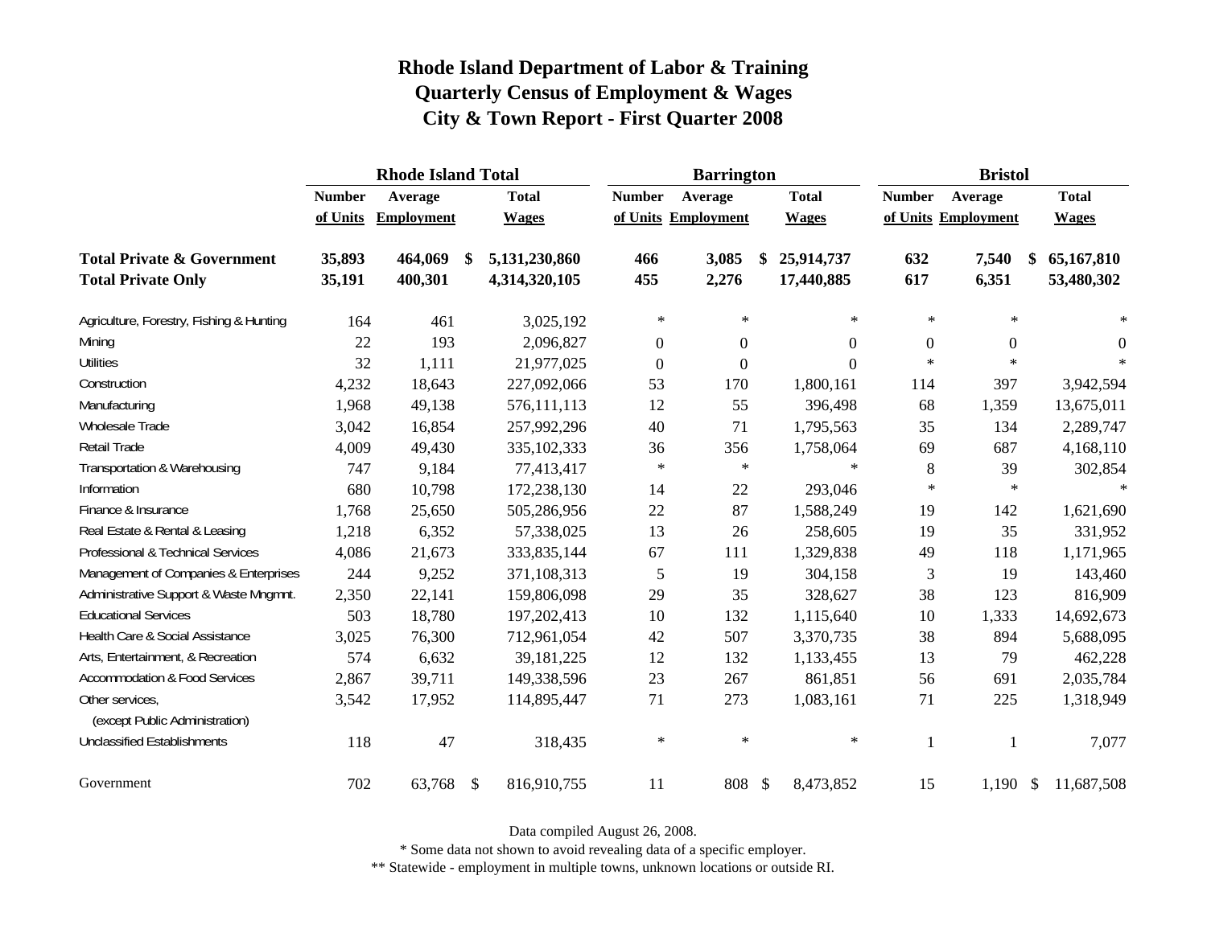# Rhode Island Department of Labor & Training
## Quarterly Census of Employment & Wages
## City & Town Report - First Quarter 2008

| | Rhode Island Total | | | Barrington | | | Bristol | | |
|---|---|---|---|---|---|---|---|---|---|
| | Number of Units | Average Employment | Total Wages | Number of Units | Average Employment | Total Wages | Number of Units | Average Employment | Total Wages |
| **Total Private & Government** | **35,893** | **464,069** | **$ 5,131,230,860** | **466** | **3,085** | **$ 25,914,737** | **632** | **7,540** | **$ 65,167,810** |
| **Total Private Only** | **35,191** | **400,301** | **4,314,320,105** | **455** | **2,276** | **17,440,885** | **617** | **6,351** | **53,480,302** |
| Agriculture, Forestry, Fishing & Hunting | 164 | 461 | 3,025,192 | * | * | * | * | * | * |
| Mining | 22 | 193 | 2,096,827 | 0 | 0 | 0 | 0 | 0 | 0 |
| Utilities | 32 | 1,111 | 21,977,025 | 0 | 0 | 0 | * | * | * |
| Construction | 4,232 | 18,643 | 227,092,066 | 53 | 170 | 1,800,161 | 114 | 397 | 3,942,594 |
| Manufacturing | 1,968 | 49,138 | 576,111,113 | 12 | 55 | 396,498 | 68 | 1,359 | 13,675,011 |
| Wholesale Trade | 3,042 | 16,854 | 257,992,296 | 40 | 71 | 1,795,563 | 35 | 134 | 2,289,747 |
| Retail Trade | 4,009 | 49,430 | 335,102,333 | 36 | 356 | 1,758,064 | 69 | 687 | 4,168,110 |
| Transportation & Warehousing | 747 | 9,184 | 77,413,417 | * | * | * | 8 | 39 | 302,854 |
| Information | 680 | 10,798 | 172,238,130 | 14 | 22 | 293,046 | * | * | * |
| Finance & Insurance | 1,768 | 25,650 | 505,286,956 | 22 | 87 | 1,588,249 | 19 | 142 | 1,621,690 |
| Real Estate & Rental & Leasing | 1,218 | 6,352 | 57,338,025 | 13 | 26 | 258,605 | 19 | 35 | 331,952 |
| Professional & Technical Services | 4,086 | 21,673 | 333,835,144 | 67 | 111 | 1,329,838 | 49 | 118 | 1,171,965 |
| Management of Companies & Enterprises | 244 | 9,252 | 371,108,313 | 5 | 19 | 304,158 | 3 | 19 | 143,460 |
| Administrative Support & Waste Mngmnt. | 2,350 | 22,141 | 159,806,098 | 29 | 35 | 328,627 | 38 | 123 | 816,909 |
| Educational Services | 503 | 18,780 | 197,202,413 | 10 | 132 | 1,115,640 | 10 | 1,333 | 14,692,673 |
| Health Care & Social Assistance | 3,025 | 76,300 | 712,961,054 | 42 | 507 | 3,370,735 | 38 | 894 | 5,688,095 |
| Arts, Entertainment, & Recreation | 574 | 6,632 | 39,181,225 | 12 | 132 | 1,133,455 | 13 | 79 | 462,228 |
| Accommodation & Food Services | 2,867 | 39,711 | 149,338,596 | 23 | 267 | 861,851 | 56 | 691 | 2,035,784 |
| Other services, (except Public Administration) | 3,542 | 17,952 | 114,895,447 | 71 | 273 | 1,083,161 | 71 | 225 | 1,318,949 |
| Unclassified Establishments | 118 | 47 | 318,435 | * | * | * | 1 | 1 | 7,077 |
| Government | 702 | 63,768 | $ 816,910,755 | 11 | 808 | $ 8,473,852 | 15 | 1,190 | $ 11,687,508 |

Data compiled August 26, 2008.

* Some data not shown to avoid revealing data of a specific employer.

** Statewide - employment in multiple towns, unknown locations or outside RI.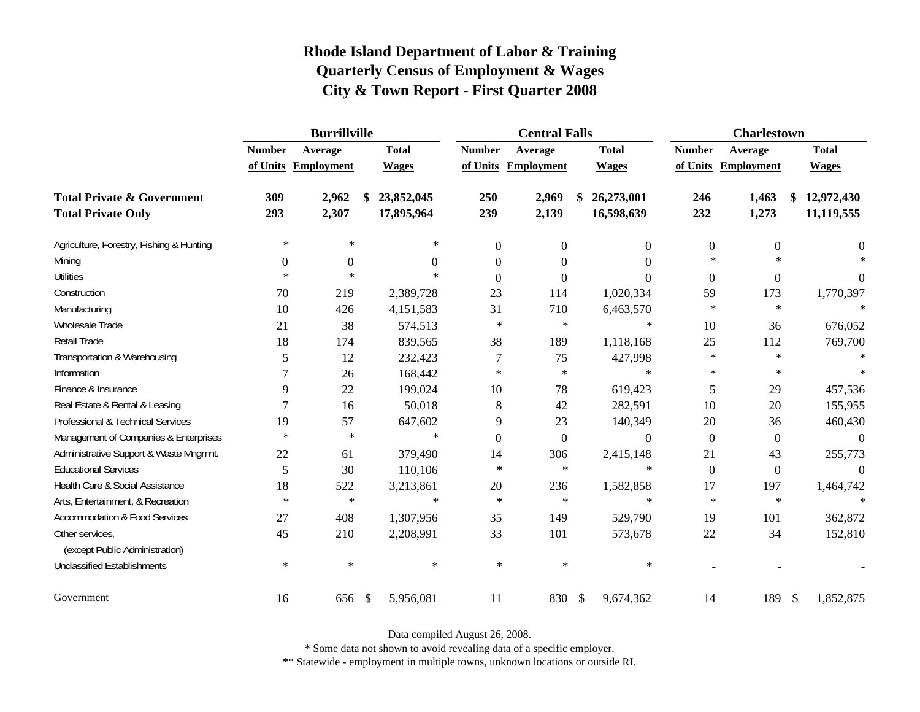# Rhode Island Department of Labor & Training
## Quarterly Census of Employment & Wages
## City & Town Report - First Quarter 2008

| | Burrillville | | | Central Falls | | | Charlestown | | |
|---|---|---|---|---|---|---|---|---|---|
| | Number of Units | Average Employment | Total Wages | Number of Units | Average Employment | Total Wages | Number of Units | Average Employment | Total Wages |
| **Total Private & Government** | **309** | **2,962** | **$ 23,852,045** | **250** | **2,969** | **$ 26,273,001** | **246** | **1,463** | **$ 12,972,430** |
| **Total Private Only** | **293** | **2,307** | **17,895,964** | **239** | **2,139** | **16,598,639** | **232** | **1,273** | **11,119,555** |
| Agriculture, Forestry, Fishing & Hunting | * | * | * | 0 | 0 | 0 | 0 | 0 | 0 |
| Mining | 0 | 0 | 0 | 0 | 0 | 0 | * | * | * |
| Utilities | * | * | * | 0 | 0 | 0 | 0 | 0 | 0 |
| Construction | 70 | 219 | 2,389,728 | 23 | 114 | 1,020,334 | 59 | 173 | 1,770,397 |
| Manufacturing | 10 | 426 | 4,151,583 | 31 | 710 | 6,463,570 | * | * | * |
| Wholesale Trade | 21 | 38 | 574,513 | * | * | * | 10 | 36 | 676,052 |
| Retail Trade | 18 | 174 | 839,565 | 38 | 189 | 1,118,168 | 25 | 112 | 769,700 |
| Transportation & Warehousing | 5 | 12 | 232,423 | 7 | 75 | 427,998 | * | * | * |
| Information | 7 | 26 | 168,442 | * | * | * | * | * | * |
| Finance & Insurance | 9 | 22 | 199,024 | 10 | 78 | 619,423 | 5 | 29 | 457,536 |
| Real Estate & Rental & Leasing | 7 | 16 | 50,018 | 8 | 42 | 282,591 | 10 | 20 | 155,955 |
| Professional & Technical Services | 19 | 57 | 647,602 | 9 | 23 | 140,349 | 20 | 36 | 460,430 |
| Management of Companies & Enterprises | * | * | * | 0 | 0 | 0 | 0 | 0 | 0 |
| Administrative Support & Waste Mngmnt. | 22 | 61 | 379,490 | 14 | 306 | 2,415,148 | 21 | 43 | 255,773 |
| Educational Services | 5 | 30 | 110,106 | * | * | * | 0 | 0 | 0 |
| Health Care & Social Assistance | 18 | 522 | 3,213,861 | 20 | 236 | 1,582,858 | 17 | 197 | 1,464,742 |
| Arts, Entertainment, & Recreation | * | * | * | * | * | * | * | * | * |
| Accommodation & Food Services | 27 | 408 | 1,307,956 | 35 | 149 | 529,790 | 19 | 101 | 362,872 |
| Other services, (except Public Administration) | 45 | 210 | 2,208,991 | 33 | 101 | 573,678 | 22 | 34 | 152,810 |
| Unclassified Establishments | * | * | * | * | * | * | - | - | - |
| Government | 16 | 656 | $ 5,956,081 | 11 | 830 | $ 9,674,362 | 14 | 189 | $ 1,852,875 |

Data compiled August 26, 2008.

* Some data not shown to avoid revealing data of a specific employer.

** Statewide - employment in multiple towns, unknown locations or outside RI.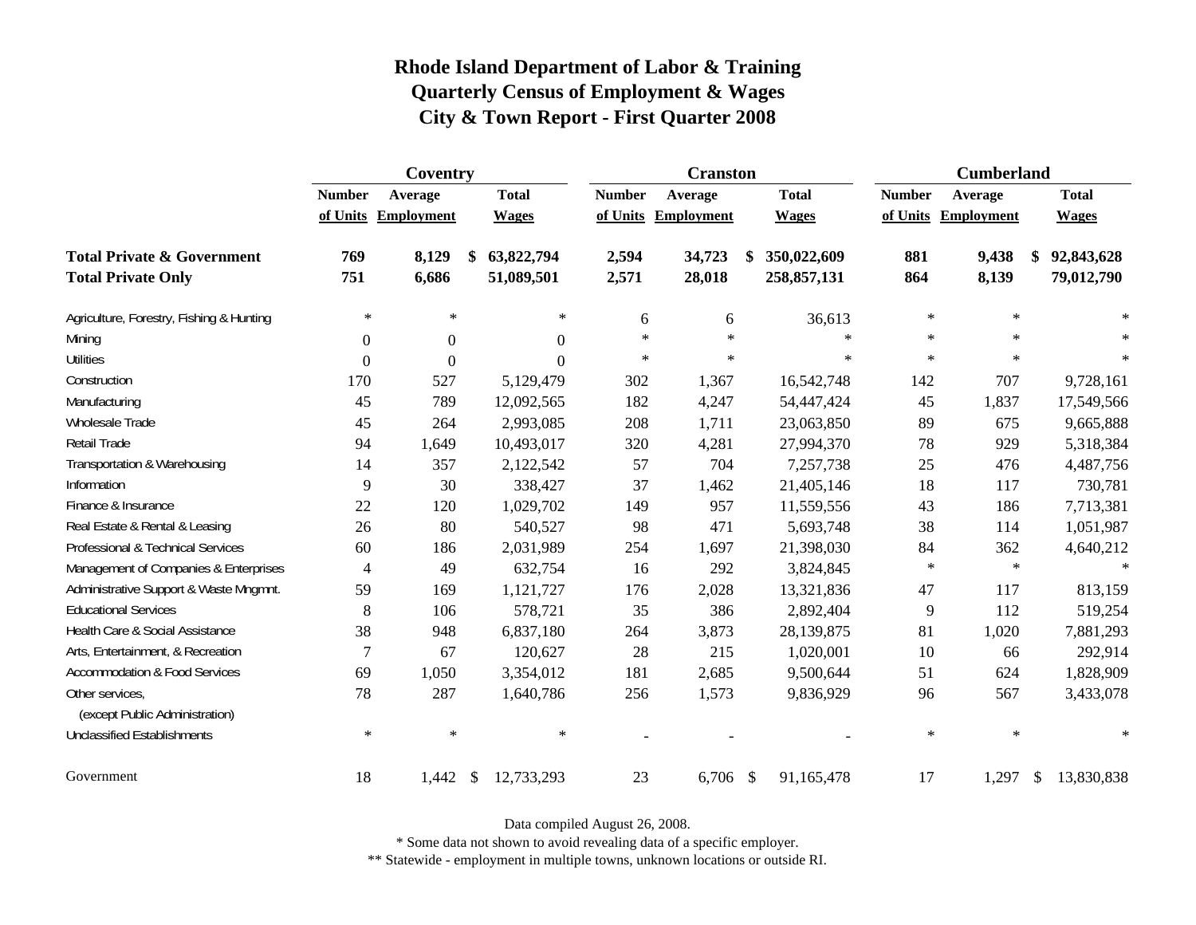# Rhode Island Department of Labor & Training
## Quarterly Census of Employment & Wages
## City & Town Report - First Quarter 2008

| | Coventry | | | Cranston | | | Cumberland | | |
|---|---|---|---|---|---|---|---|---|---|
| | Number of Units | Average Employment | Total Wages | Number of Units | Average Employment | Total Wages | Number of Units | Average Employment | Total Wages |
| **Total Private & Government** | **769** | **8,129** | **$ 63,822,794** | **2,594** | **34,723** | **$ 350,022,609** | **881** | **9,438** | **$ 92,843,628** |
| **Total Private Only** | **751** | **6,686** | **51,089,501** | **2,571** | **28,018** | **258,857,131** | **864** | **8,139** | **79,012,790** |
| Agriculture, Forestry, Fishing & Hunting | * | * | * | 6 | 6 | 36,613 | * | * | * |
| Mining | 0 | 0 | 0 | * | * | * | * | * | * |
| Utilities | 0 | 0 | 0 | * | * | * | * | * | * |
| Construction | 170 | 527 | 5,129,479 | 302 | 1,367 | 16,542,748 | 142 | 707 | 9,728,161 |
| Manufacturing | 45 | 789 | 12,092,565 | 182 | 4,247 | 54,447,424 | 45 | 1,837 | 17,549,566 |
| Wholesale Trade | 45 | 264 | 2,993,085 | 208 | 1,711 | 23,063,850 | 89 | 675 | 9,665,888 |
| Retail Trade | 94 | 1,649 | 10,493,017 | 320 | 4,281 | 27,994,370 | 78 | 929 | 5,318,384 |
| Transportation & Warehousing | 14 | 357 | 2,122,542 | 57 | 704 | 7,257,738 | 25 | 476 | 4,487,756 |
| Information | 9 | 30 | 338,427 | 37 | 1,462 | 21,405,146 | 18 | 117 | 730,781 |
| Finance & Insurance | 22 | 120 | 1,029,702 | 149 | 957 | 11,559,556 | 43 | 186 | 7,713,381 |
| Real Estate & Rental & Leasing | 26 | 80 | 540,527 | 98 | 471 | 5,693,748 | 38 | 114 | 1,051,987 |
| Professional & Technical Services | 60 | 186 | 2,031,989 | 254 | 1,697 | 21,398,030 | 84 | 362 | 4,640,212 |
| Management of Companies & Enterprises | 4 | 49 | 632,754 | 16 | 292 | 3,824,845 | * | * | * |
| Administrative Support & Waste Mngmnt. | 59 | 169 | 1,121,727 | 176 | 2,028 | 13,321,836 | 47 | 117 | 813,159 |
| Educational Services | 8 | 106 | 578,721 | 35 | 386 | 2,892,404 | 9 | 112 | 519,254 |
| Health Care & Social Assistance | 38 | 948 | 6,837,180 | 264 | 3,873 | 28,139,875 | 81 | 1,020 | 7,881,293 |
| Arts, Entertainment, & Recreation | 7 | 67 | 120,627 | 28 | 215 | 1,020,001 | 10 | 66 | 292,914 |
| Accommodation & Food Services | 69 | 1,050 | 3,354,012 | 181 | 2,685 | 9,500,644 | 51 | 624 | 1,828,909 |
| Other services, (except Public Administration) | 78 | 287 | 1,640,786 | 256 | 1,573 | 9,836,929 | 96 | 567 | 3,433,078 |
| Unclassified Establishments | * | * | * | - | - | - | * | * | * |
| Government | 18 | 1,442 | $ 12,733,293 | 23 | 6,706 | $ 91,165,478 | 17 | 1,297 | $ 13,830,838 |

Data compiled August 26, 2008.

* Some data not shown to avoid revealing data of a specific employer.

** Statewide - employment in multiple towns, unknown locations or outside RI.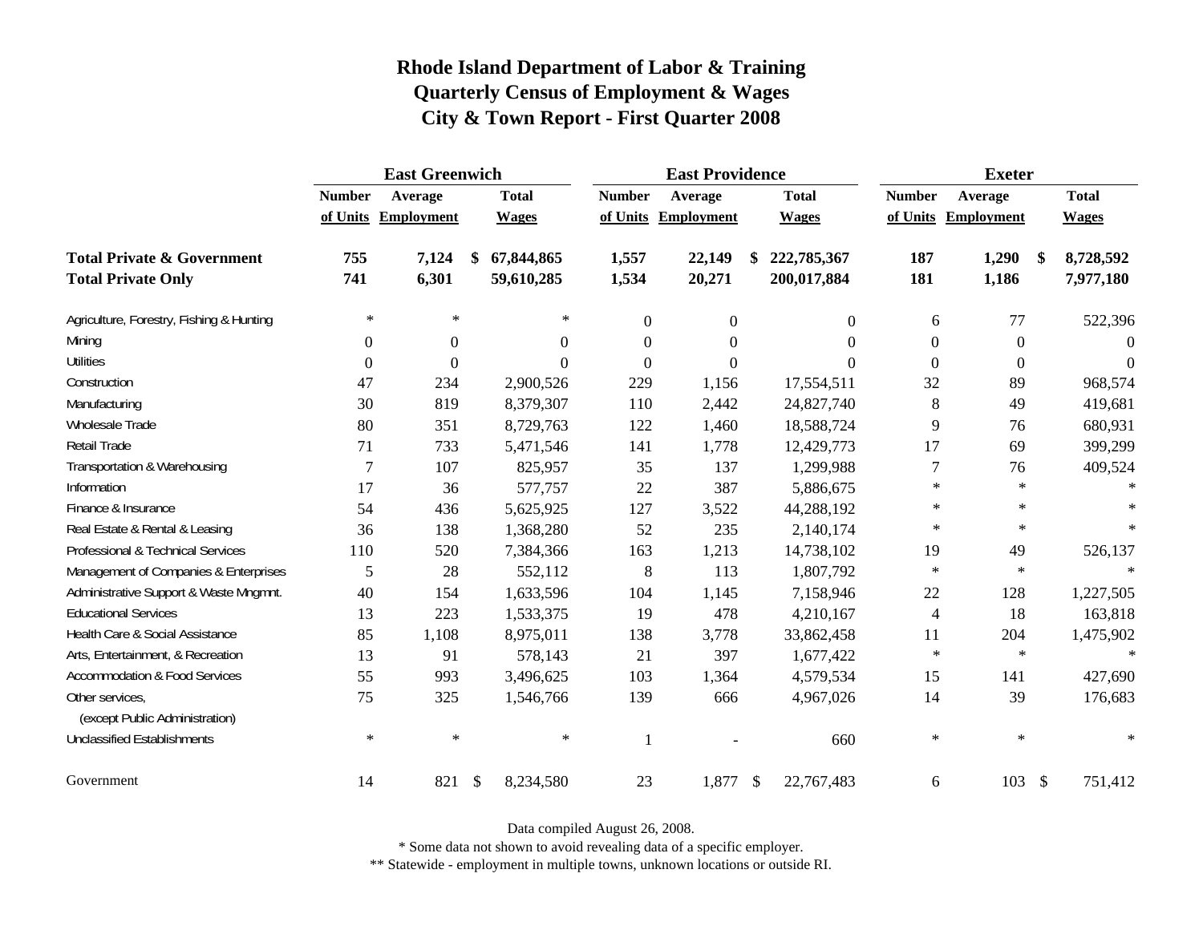# Rhode Island Department of Labor & Training
## Quarterly Census of Employment & Wages
## City & Town Report - First Quarter 2008

| | East Greenwich | | | East Providence | | | Exeter | | |
|---|---|---|---|---|---|---|---|---|---|
| | Number of Units | Average Employment | Total Wages | Number of Units | Average Employment | Total Wages | Number of Units | Average Employment | Total Wages |
| **Total Private & Government** | **755** | **7,124** | **$ 67,844,865** | **1,557** | **22,149** | **$ 222,785,367** | **187** | **1,290** | **$ 8,728,592** |
| **Total Private Only** | **741** | **6,301** | **59,610,285** | **1,534** | **20,271** | **200,017,884** | **181** | **1,186** | **7,977,180** |
| Agriculture, Forestry, Fishing & Hunting | * | * | * | 0 | 0 | 0 | 6 | 77 | 522,396 |
| Mining | 0 | 0 | 0 | 0 | 0 | 0 | 0 | 0 | 0 |
| Utilities | 0 | 0 | 0 | 0 | 0 | 0 | 0 | 0 | 0 |
| Construction | 47 | 234 | 2,900,526 | 229 | 1,156 | 17,554,511 | 32 | 89 | 968,574 |
| Manufacturing | 30 | 819 | 8,379,307 | 110 | 2,442 | 24,827,740 | 8 | 49 | 419,681 |
| Wholesale Trade | 80 | 351 | 8,729,763 | 122 | 1,460 | 18,588,724 | 9 | 76 | 680,931 |
| Retail Trade | 71 | 733 | 5,471,546 | 141 | 1,778 | 12,429,773 | 17 | 69 | 399,299 |
| Transportation & Warehousing | 7 | 107 | 825,957 | 35 | 137 | 1,299,988 | 7 | 76 | 409,524 |
| Information | 17 | 36 | 577,757 | 22 | 387 | 5,886,675 | * | * | * |
| Finance & Insurance | 54 | 436 | 5,625,925 | 127 | 3,522 | 44,288,192 | * | * | * |
| Real Estate & Rental & Leasing | 36 | 138 | 1,368,280 | 52 | 235 | 2,140,174 | * | * | * |
| Professional & Technical Services | 110 | 520 | 7,384,366 | 163 | 1,213 | 14,738,102 | 19 | 49 | 526,137 |
| Management of Companies & Enterprises | 5 | 28 | 552,112 | 8 | 113 | 1,807,792 | * | * | * |
| Administrative Support & Waste Mngmnt. | 40 | 154 | 1,633,596 | 104 | 1,145 | 7,158,946 | 22 | 128 | 1,227,505 |
| Educational Services | 13 | 223 | 1,533,375 | 19 | 478 | 4,210,167 | 4 | 18 | 163,818 |
| Health Care & Social Assistance | 85 | 1,108 | 8,975,011 | 138 | 3,778 | 33,862,458 | 11 | 204 | 1,475,902 |
| Arts, Entertainment, & Recreation | 13 | 91 | 578,143 | 21 | 397 | 1,677,422 | * | * | * |
| Accommodation & Food Services | 55 | 993 | 3,496,625 | 103 | 1,364 | 4,579,534 | 15 | 141 | 427,690 |
| Other services, (except Public Administration) | 75 | 325 | 1,546,766 | 139 | 666 | 4,967,026 | 14 | 39 | 176,683 |
| Unclassified Establishments | * | * | * | 1 | - | 660 | * | * | * |
| Government | 14 | 821 | $ 8,234,580 | 23 | 1,877 | $ 22,767,483 | 6 | 103 | $ 751,412 |

Data compiled August 26, 2008.

* Some data not shown to avoid revealing data of a specific employer.

** Statewide - employment in multiple towns, unknown locations or outside RI.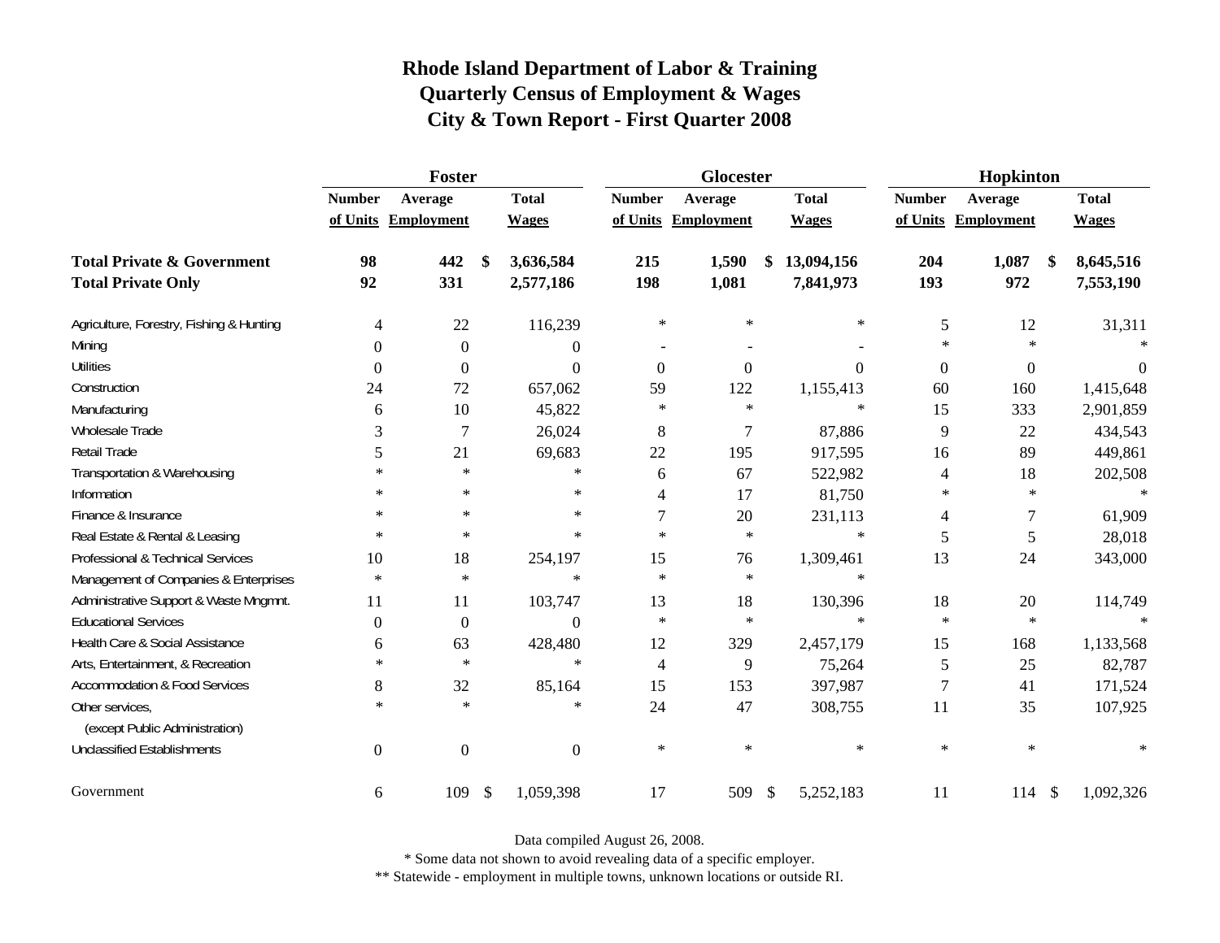# Rhode Island Department of Labor & Training
## Quarterly Census of Employment & Wages
## City & Town Report - First Quarter 2008

| | Foster | | | Glocester | | | Hopkinton | | |
|---|---|---|---|---|---|---|---|---|---|
| | Number of Units | Average Employment | Total Wages | Number of Units | Average Employment | Total Wages | Number of Units | Average Employment | Total Wages |
| **Total Private & Government** | **98** | **442** | **$ 3,636,584** | **215** | **1,590** | **$ 13,094,156** | **204** | **1,087** | **$ 8,645,516** |
| **Total Private Only** | **92** | **331** | **2,577,186** | **198** | **1,081** | **7,841,973** | **193** | **972** | **7,553,190** |
| Agriculture, Forestry, Fishing & Hunting | 4 | 22 | 116,239 | * | * | * | 5 | 12 | 31,311 |
| Mining | 0 | 0 | 0 | - | - | - | * | * | * |
| Utilities | 0 | 0 | 0 | 0 | 0 | 0 | 0 | 0 | 0 |
| Construction | 24 | 72 | 657,062 | 59 | 122 | 1,155,413 | 60 | 160 | 1,415,648 |
| Manufacturing | 6 | 10 | 45,822 | * | * | * | 15 | 333 | 2,901,859 |
| Wholesale Trade | 3 | 7 | 26,024 | 8 | 7 | 87,886 | 9 | 22 | 434,543 |
| Retail Trade | 5 | 21 | 69,683 | 22 | 195 | 917,595 | 16 | 89 | 449,861 |
| Transportation & Warehousing | * | * | * | 6 | 67 | 522,982 | 4 | 18 | 202,508 |
| Information | * | * | * | 4 | 17 | 81,750 | * | * | * |
| Finance & Insurance | * | * | * | 7 | 20 | 231,113 | 4 | 7 | 61,909 |
| Real Estate & Rental & Leasing | * | * | * | * | * | * | 5 | 5 | 28,018 |
| Professional & Technical Services | 10 | 18 | 254,197 | 15 | 76 | 1,309,461 | 13 | 24 | 343,000 |
| Management of Companies & Enterprises | * | * | * | * | * | * | | | |
| Administrative Support & Waste Mngmnt. | 11 | 11 | 103,747 | 13 | 18 | 130,396 | 18 | 20 | 114,749 |
| Educational Services | 0 | 0 | 0 | * | * | * | * | * | * |
| Health Care & Social Assistance | 6 | 63 | 428,480 | 12 | 329 | 2,457,179 | 15 | 168 | 1,133,568 |
| Arts, Entertainment, & Recreation | * | * | * | 4 | 9 | 75,264 | 5 | 25 | 82,787 |
| Accommodation & Food Services | 8 | 32 | 85,164 | 15 | 153 | 397,987 | 7 | 41 | 171,524 |
| Other services, (except Public Administration) | * | * | * | 24 | 47 | 308,755 | 11 | 35 | 107,925 |
| Unclassified Establishments | 0 | 0 | 0 | * | * | * | * | * | * |
| Government | 6 | 109 | $ 1,059,398 | 17 | 509 | $ 5,252,183 | 11 | 114 | $ 1,092,326 |

Data compiled August 26, 2008.

* Some data not shown to avoid revealing data of a specific employer.

** Statewide - employment in multiple towns, unknown locations or outside RI.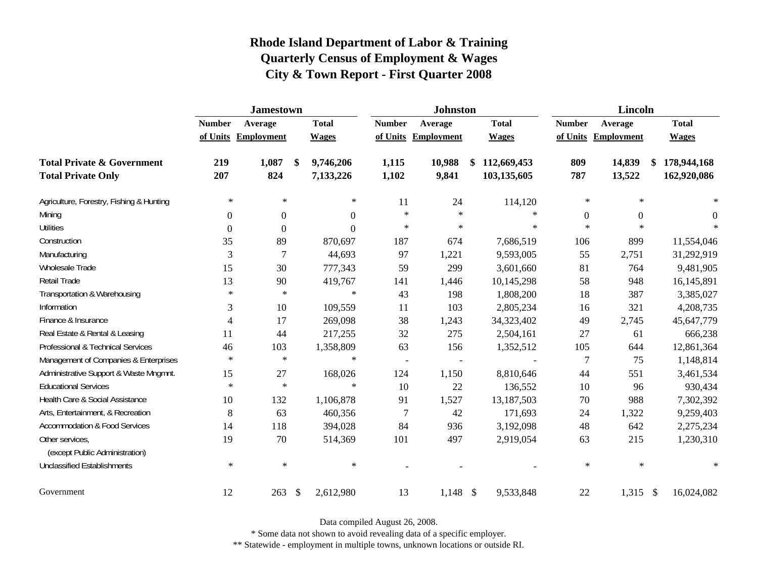# Rhode Island Department of Labor & Training
## Quarterly Census of Employment & Wages
## City & Town Report - First Quarter 2008

| | Jamestown | | | Johnston | | | Lincoln | | |
|---|---|---|---|---|---|---|---|---|---|
| | Number of Units | Average Employment | Total Wages | Number of Units | Average Employment | Total Wages | Number of Units | Average Employment | Total Wages |
| **Total Private & Government** | **219** | **1,087** | **$ 9,746,206** | **1,115** | **10,988** | **$ 112,669,453** | **809** | **14,839** | **$ 178,944,168** |
| **Total Private Only** | **207** | **824** | **7,133,226** | **1,102** | **9,841** | **103,135,605** | **787** | **13,522** | **162,920,086** |
| Agriculture, Forestry, Fishing & Hunting | * | * | * | 11 | 24 | 114,120 | * | * | * |
| Mining | 0 | 0 | 0 | * | * | * | 0 | 0 | 0 |
| Utilities | 0 | 0 | 0 | * | * | * | * | * | * |
| Construction | 35 | 89 | 870,697 | 187 | 674 | 7,686,519 | 106 | 899 | 11,554,046 |
| Manufacturing | 3 | 7 | 44,693 | 97 | 1,221 | 9,593,005 | 55 | 2,751 | 31,292,919 |
| Wholesale Trade | 15 | 30 | 777,343 | 59 | 299 | 3,601,660 | 81 | 764 | 9,481,905 |
| Retail Trade | 13 | 90 | 419,767 | 141 | 1,446 | 10,145,298 | 58 | 948 | 16,145,891 |
| Transportation & Warehousing | * | * | * | 43 | 198 | 1,808,200 | 18 | 387 | 3,385,027 |
| Information | 3 | 10 | 109,559 | 11 | 103 | 2,805,234 | 16 | 321 | 4,208,735 |
| Finance & Insurance | 4 | 17 | 269,098 | 38 | 1,243 | 34,323,402 | 49 | 2,745 | 45,647,779 |
| Real Estate & Rental & Leasing | 11 | 44 | 217,255 | 32 | 275 | 2,504,161 | 27 | 61 | 666,238 |
| Professional & Technical Services | 46 | 103 | 1,358,809 | 63 | 156 | 1,352,512 | 105 | 644 | 12,861,364 |
| Management of Companies & Enterprises | * | * | * | - | - | - | 7 | 75 | 1,148,814 |
| Administrative Support & Waste Mngmnt. | 15 | 27 | 168,026 | 124 | 1,150 | 8,810,646 | 44 | 551 | 3,461,534 |
| Educational Services | * | * | * | 10 | 22 | 136,552 | 10 | 96 | 930,434 |
| Health Care & Social Assistance | 10 | 132 | 1,106,878 | 91 | 1,527 | 13,187,503 | 70 | 988 | 7,302,392 |
| Arts, Entertainment, & Recreation | 8 | 63 | 460,356 | 7 | 42 | 171,693 | 24 | 1,322 | 9,259,403 |
| Accommodation & Food Services | 14 | 118 | 394,028 | 84 | 936 | 3,192,098 | 48 | 642 | 2,275,234 |
| Other services, (except Public Administration) | 19 | 70 | 514,369 | 101 | 497 | 2,919,054 | 63 | 215 | 1,230,310 |
| Unclassified Establishments | * | * | * | - | - | - | * | * | * |
| Government | 12 | 263 | $ 2,612,980 | 13 | 1,148 | $ 9,533,848 | 22 | 1,315 | $ 16,024,082 |

Data compiled August 26, 2008.

* Some data not shown to avoid revealing data of a specific employer.

** Statewide - employment in multiple towns, unknown locations or outside RI.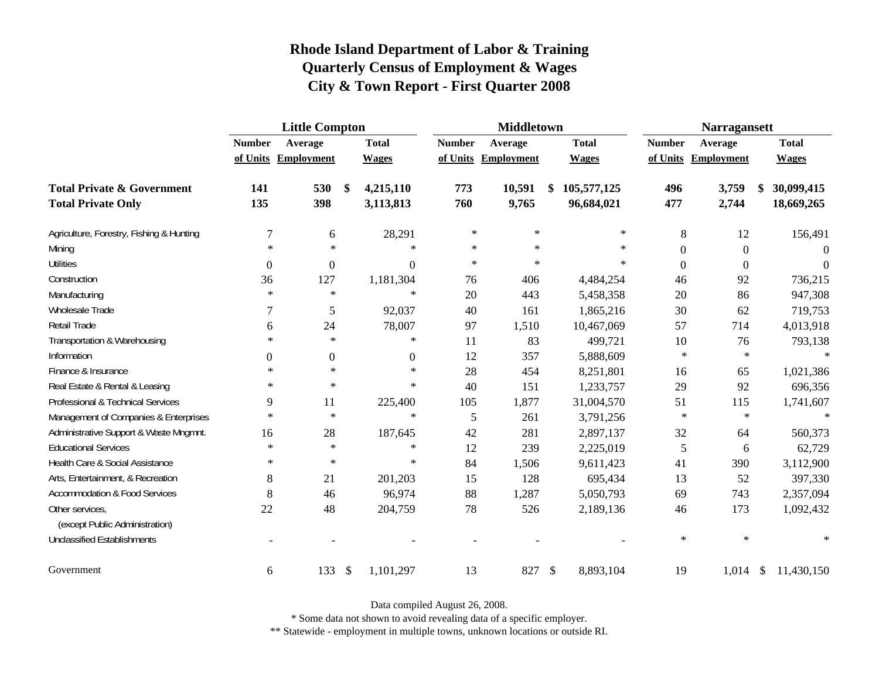# Rhode Island Department of Labor & Training
## Quarterly Census of Employment & Wages
## City & Town Report - First Quarter 2008

| | Little Compton | | | Middletown | | | Narragansett | | |
|---|---|---|---|---|---|---|---|---|---|
| | Number of Units | Average Employment | Total Wages | Number of Units | Average Employment | Total Wages | Number of Units | Average Employment | Total Wages |
| **Total Private & Government** | **141** | **530** | **$ 4,215,110** | **773** | **10,591** | **$ 105,577,125** | **496** | **3,759** | **$ 30,099,415** |
| **Total Private Only** | **135** | **398** | **3,113,813** | **760** | **9,765** | **96,684,021** | **477** | **2,744** | **18,669,265** |
| Agriculture, Forestry, Fishing & Hunting | 7 | 6 | 28,291 | * | * | * | 8 | 12 | 156,491 |
| Mining | * | * | * | * | * | * | 0 | 0 | 0 |
| Utilities | 0 | 0 | 0 | * | * | * | 0 | 0 | 0 |
| Construction | 36 | 127 | 1,181,304 | 76 | 406 | 4,484,254 | 46 | 92 | 736,215 |
| Manufacturing | * | * | * | 20 | 443 | 5,458,358 | 20 | 86 | 947,308 |
| Wholesale Trade | 7 | 5 | 92,037 | 40 | 161 | 1,865,216 | 30 | 62 | 719,753 |
| Retail Trade | 6 | 24 | 78,007 | 97 | 1,510 | 10,467,069 | 57 | 714 | 4,013,918 |
| Transportation & Warehousing | * | * | * | 11 | 83 | 499,721 | 10 | 76 | 793,138 |
| Information | 0 | 0 | 0 | 12 | 357 | 5,888,609 | * | * | * |
| Finance & Insurance | * | * | * | 28 | 454 | 8,251,801 | 16 | 65 | 1,021,386 |
| Real Estate & Rental & Leasing | * | * | * | 40 | 151 | 1,233,757 | 29 | 92 | 696,356 |
| Professional & Technical Services | 9 | 11 | 225,400 | 105 | 1,877 | 31,004,570 | 51 | 115 | 1,741,607 |
| Management of Companies & Enterprises | * | * | * | 5 | 261 | 3,791,256 | * | * | * |
| Administrative Support & Waste Mngmnt. | 16 | 28 | 187,645 | 42 | 281 | 2,897,137 | 32 | 64 | 560,373 |
| Educational Services | * | * | * | 12 | 239 | 2,225,019 | 5 | 6 | 62,729 |
| Health Care & Social Assistance | * | * | * | 84 | 1,506 | 9,611,423 | 41 | 390 | 3,112,900 |
| Arts, Entertainment, & Recreation | 8 | 21 | 201,203 | 15 | 128 | 695,434 | 13 | 52 | 397,330 |
| Accommodation & Food Services | 8 | 46 | 96,974 | 88 | 1,287 | 5,050,793 | 69 | 743 | 2,357,094 |
| Other services, (except Public Administration) | 22 | 48 | 204,759 | 78 | 526 | 2,189,136 | 46 | 173 | 1,092,432 |
| Unclassified Establishments | - | - | - | - | - | - | * | * | * |
| Government | 6 | 133 | $ 1,101,297 | 13 | 827 | $ 8,893,104 | 19 | 1,014 | $ 11,430,150 |

Data compiled August 26, 2008.

* Some data not shown to avoid revealing data of a specific employer.

** Statewide - employment in multiple towns, unknown locations or outside RI.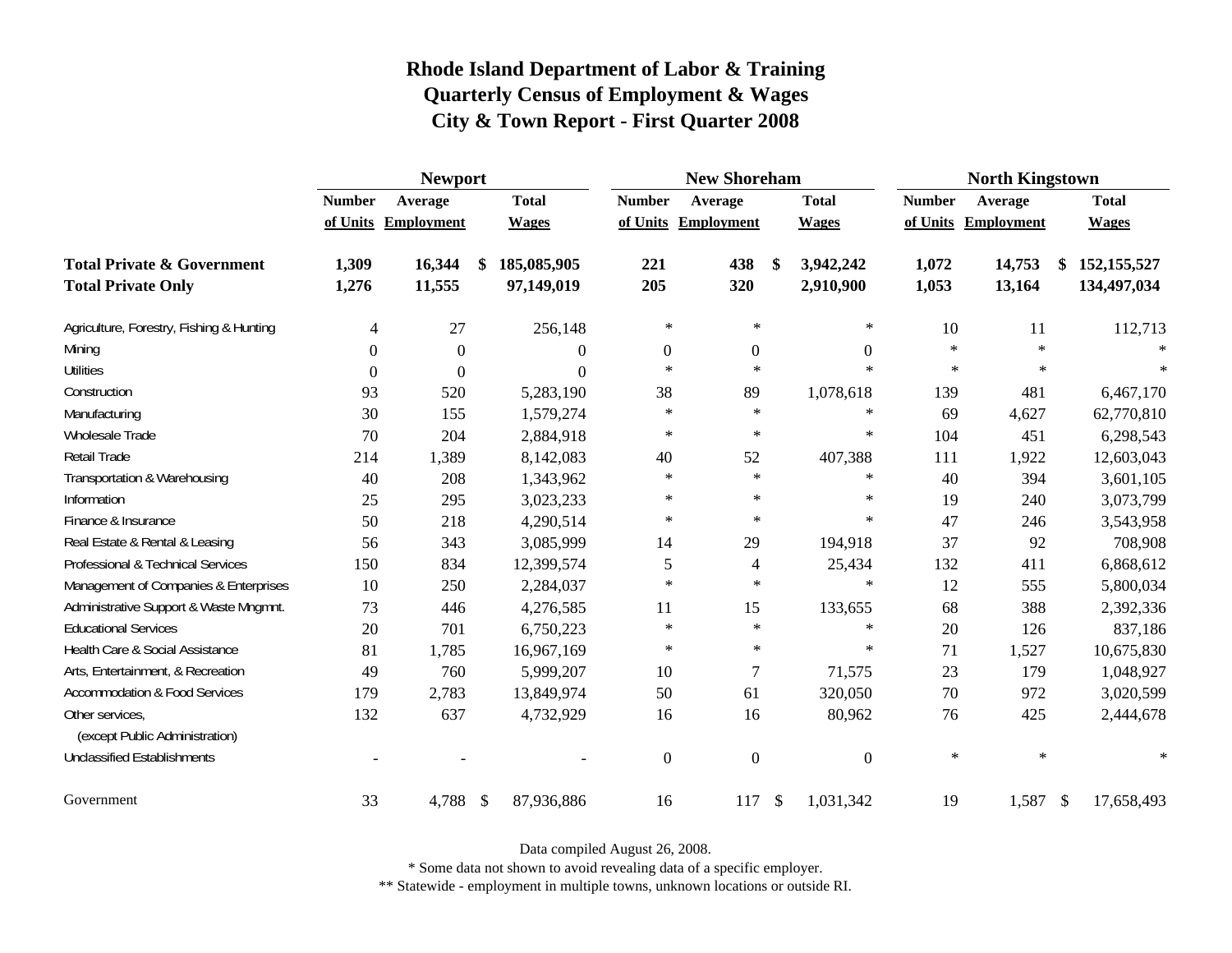# Rhode Island Department of Labor & Training
## Quarterly Census of Employment & Wages
## City & Town Report - First Quarter 2008

| | Newport | | | New Shoreham | | | North Kingstown | | |
|---|---|---|---|---|---|---|---|---|---|
| | Number of Units | Average Employment | Total Wages | Number of Units | Average Employment | Total Wages | Number of Units | Average Employment | Total Wages |
| **Total Private & Government** | **1,309** | **16,344** | **$ 185,085,905** | **221** | **438** | **$ 3,942,242** | **1,072** | **14,753** | **$ 152,155,527** |
| **Total Private Only** | **1,276** | **11,555** | **97,149,019** | **205** | **320** | **2,910,900** | **1,053** | **13,164** | **134,497,034** |
| Agriculture, Forestry, Fishing & Hunting | 4 | 27 | 256,148 | * | * | * | 10 | 11 | 112,713 |
| Mining | 0 | 0 | 0 | 0 | 0 | 0 | * | * | * |
| Utilities | 0 | 0 | 0 | * | * | * | * | * | * |
| Construction | 93 | 520 | 5,283,190 | 38 | 89 | 1,078,618 | 139 | 481 | 6,467,170 |
| Manufacturing | 30 | 155 | 1,579,274 | * | * | * | 69 | 4,627 | 62,770,810 |
| Wholesale Trade | 70 | 204 | 2,884,918 | * | * | * | 104 | 451 | 6,298,543 |
| Retail Trade | 214 | 1,389 | 8,142,083 | 40 | 52 | 407,388 | 111 | 1,922 | 12,603,043 |
| Transportation & Warehousing | 40 | 208 | 1,343,962 | * | * | * | 40 | 394 | 3,601,105 |
| Information | 25 | 295 | 3,023,233 | * | * | * | 19 | 240 | 3,073,799 |
| Finance & Insurance | 50 | 218 | 4,290,514 | * | * | * | 47 | 246 | 3,543,958 |
| Real Estate & Rental & Leasing | 56 | 343 | 3,085,999 | 14 | 29 | 194,918 | 37 | 92 | 708,908 |
| Professional & Technical Services | 150 | 834 | 12,399,574 | 5 | 4 | 25,434 | 132 | 411 | 6,868,612 |
| Management of Companies & Enterprises | 10 | 250 | 2,284,037 | * | * | * | 12 | 555 | 5,800,034 |
| Administrative Support & Waste Mngmnt. | 73 | 446 | 4,276,585 | 11 | 15 | 133,655 | 68 | 388 | 2,392,336 |
| Educational Services | 20 | 701 | 6,750,223 | * | * | * | 20 | 126 | 837,186 |
| Health Care & Social Assistance | 81 | 1,785 | 16,967,169 | * | * | * | 71 | 1,527 | 10,675,830 |
| Arts, Entertainment, & Recreation | 49 | 760 | 5,999,207 | 10 | 7 | 71,575 | 23 | 179 | 1,048,927 |
| Accommodation & Food Services | 179 | 2,783 | 13,849,974 | 50 | 61 | 320,050 | 70 | 972 | 3,020,599 |
| Other services, (except Public Administration) | 132 | 637 | 4,732,929 | 16 | 16 | 80,962 | 76 | 425 | 2,444,678 |
| Unclassified Establishments | - | - | - | 0 | 0 | 0 | * | * | * |
| Government | 33 | 4,788 | $ 87,936,886 | 16 | 117 | $ 1,031,342 | 19 | 1,587 | $ 17,658,493 |

Data compiled August 26, 2008.

* Some data not shown to avoid revealing data of a specific employer.

** Statewide - employment in multiple towns, unknown locations or outside RI.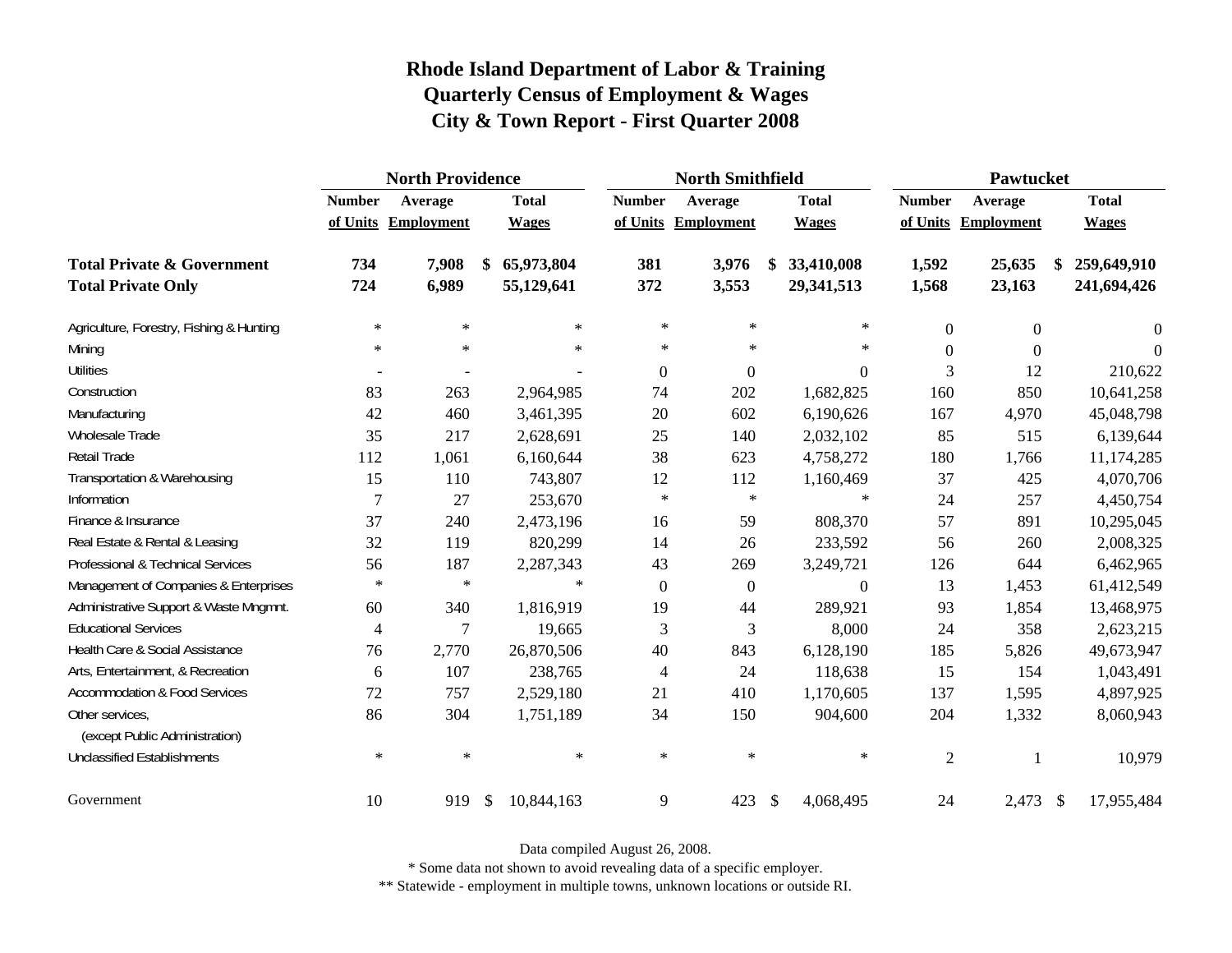# Rhode Island Department of Labor & Training
## Quarterly Census of Employment & Wages
## City & Town Report - First Quarter 2008

| | North Providence | | | North Smithfield | | | Pawtucket | | |
|---|---|---|---|---|---|---|---|---|---|
| | Number of Units | Average Employment | Total Wages | Number of Units | Average Employment | Total Wages | Number of Units | Average Employment | Total Wages |
| **Total Private & Government** | **734** | **7,908** | **$ 65,973,804** | **381** | **3,976** | **$ 33,410,008** | **1,592** | **25,635** | **$ 259,649,910** |
| **Total Private Only** | **724** | **6,989** | **55,129,641** | **372** | **3,553** | **29,341,513** | **1,568** | **23,163** | **241,694,426** |
| Agriculture, Forestry, Fishing & Hunting | * | * | * | * | * | * | 0 | 0 | 0 |
| Mining | * | * | * | * | * | * | 0 | 0 | 0 |
| Utilities | - | - | - | 0 | 0 | 0 | 3 | 12 | 210,622 |
| Construction | 83 | 263 | 2,964,985 | 74 | 202 | 1,682,825 | 160 | 850 | 10,641,258 |
| Manufacturing | 42 | 460 | 3,461,395 | 20 | 602 | 6,190,626 | 167 | 4,970 | 45,048,798 |
| Wholesale Trade | 35 | 217 | 2,628,691 | 25 | 140 | 2,032,102 | 85 | 515 | 6,139,644 |
| Retail Trade | 112 | 1,061 | 6,160,644 | 38 | 623 | 4,758,272 | 180 | 1,766 | 11,174,285 |
| Transportation & Warehousing | 15 | 110 | 743,807 | 12 | 112 | 1,160,469 | 37 | 425 | 4,070,706 |
| Information | 7 | 27 | 253,670 | * | * | * | 24 | 257 | 4,450,754 |
| Finance & Insurance | 37 | 240 | 2,473,196 | 16 | 59 | 808,370 | 57 | 891 | 10,295,045 |
| Real Estate & Rental & Leasing | 32 | 119 | 820,299 | 14 | 26 | 233,592 | 56 | 260 | 2,008,325 |
| Professional & Technical Services | 56 | 187 | 2,287,343 | 43 | 269 | 3,249,721 | 126 | 644 | 6,462,965 |
| Management of Companies & Enterprises | * | * | * | 0 | 0 | 0 | 13 | 1,453 | 61,412,549 |
| Administrative Support & Waste Mngmnt. | 60 | 340 | 1,816,919 | 19 | 44 | 289,921 | 93 | 1,854 | 13,468,975 |
| Educational Services | 4 | 7 | 19,665 | 3 | 3 | 8,000 | 24 | 358 | 2,623,215 |
| Health Care & Social Assistance | 76 | 2,770 | 26,870,506 | 40 | 843 | 6,128,190 | 185 | 5,826 | 49,673,947 |
| Arts, Entertainment, & Recreation | 6 | 107 | 238,765 | 4 | 24 | 118,638 | 15 | 154 | 1,043,491 |
| Accommodation & Food Services | 72 | 757 | 2,529,180 | 21 | 410 | 1,170,605 | 137 | 1,595 | 4,897,925 |
| Other services, (except Public Administration) | 86 | 304 | 1,751,189 | 34 | 150 | 904,600 | 204 | 1,332 | 8,060,943 |
| Unclassified Establishments | * | * | * | * | * | * | 2 | 1 | 10,979 |
| Government | 10 | 919 | $ 10,844,163 | 9 | 423 | $ 4,068,495 | 24 | 2,473 | $ 17,955,484 |

Data compiled August 26, 2008.

* Some data not shown to avoid revealing data of a specific employer.

** Statewide - employment in multiple towns, unknown locations or outside RI.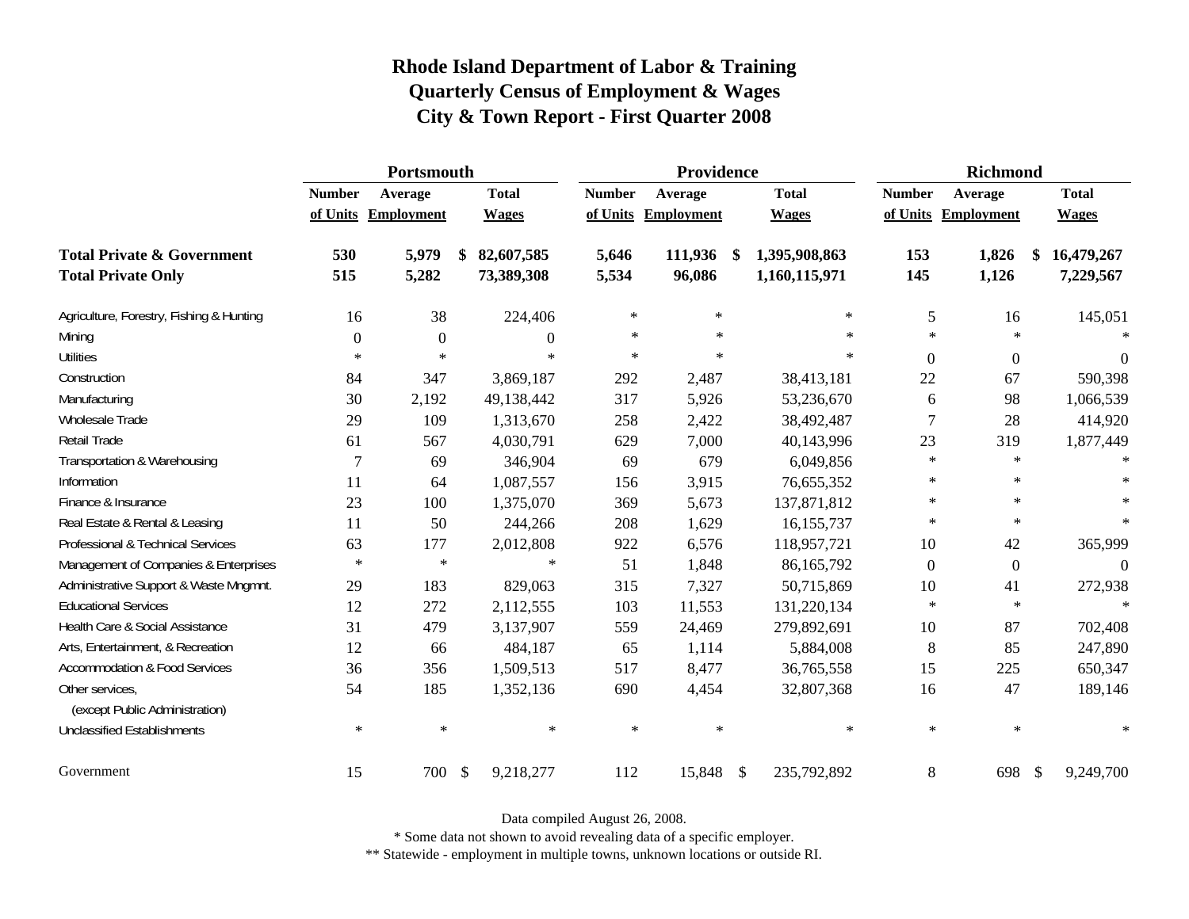# Rhode Island Department of Labor & Training
## Quarterly Census of Employment & Wages
## City & Town Report - First Quarter 2008

| | Portsmouth | | | Providence | | | Richmond | | |
|---|---|---|---|---|---|---|---|---|---|
| | Number of Units | Average Employment | Total Wages | Number of Units | Average Employment | Total Wages | Number of Units | Average Employment | Total Wages |
| **Total Private & Government** | **530** | **5,979** | **$ 82,607,585** | **5,646** | **111,936** | **$ 1,395,908,863** | **153** | **1,826** | **$ 16,479,267** |
| **Total Private Only** | **515** | **5,282** | **73,389,308** | **5,534** | **96,086** | **1,160,115,971** | **145** | **1,126** | **7,229,567** |
| Agriculture, Forestry, Fishing & Hunting | 16 | 38 | 224,406 | * | * | * | 5 | 16 | 145,051 |
| Mining | 0 | 0 | 0 | * | * | * | * | * | * |
| Utilities | * | * | * | * | * | * | 0 | 0 | 0 |
| Construction | 84 | 347 | 3,869,187 | 292 | 2,487 | 38,413,181 | 22 | 67 | 590,398 |
| Manufacturing | 30 | 2,192 | 49,138,442 | 317 | 5,926 | 53,236,670 | 6 | 98 | 1,066,539 |
| Wholesale Trade | 29 | 109 | 1,313,670 | 258 | 2,422 | 38,492,487 | 7 | 28 | 414,920 |
| Retail Trade | 61 | 567 | 4,030,791 | 629 | 7,000 | 40,143,996 | 23 | 319 | 1,877,449 |
| Transportation & Warehousing | 7 | 69 | 346,904 | 69 | 679 | 6,049,856 | * | * | * |
| Information | 11 | 64 | 1,087,557 | 156 | 3,915 | 76,655,352 | * | * | * |
| Finance & Insurance | 23 | 100 | 1,375,070 | 369 | 5,673 | 137,871,812 | * | * | * |
| Real Estate & Rental & Leasing | 11 | 50 | 244,266 | 208 | 1,629 | 16,155,737 | * | * | * |
| Professional & Technical Services | 63 | 177 | 2,012,808 | 922 | 6,576 | 118,957,721 | 10 | 42 | 365,999 |
| Management of Companies & Enterprises | * | * | * | 51 | 1,848 | 86,165,792 | 0 | 0 | 0 |
| Administrative Support & Waste Mngmnt. | 29 | 183 | 829,063 | 315 | 7,327 | 50,715,869 | 10 | 41 | 272,938 |
| Educational Services | 12 | 272 | 2,112,555 | 103 | 11,553 | 131,220,134 | * | * | * |
| Health Care & Social Assistance | 31 | 479 | 3,137,907 | 559 | 24,469 | 279,892,691 | 10 | 87 | 702,408 |
| Arts, Entertainment, & Recreation | 12 | 66 | 484,187 | 65 | 1,114 | 5,884,008 | 8 | 85 | 247,890 |
| Accommodation & Food Services | 36 | 356 | 1,509,513 | 517 | 8,477 | 36,765,558 | 15 | 225 | 650,347 |
| Other services, (except Public Administration) | 54 | 185 | 1,352,136 | 690 | 4,454 | 32,807,368 | 16 | 47 | 189,146 |
| Unclassified Establishments | * | * | * | * | * | * | * | * | * |
| Government | 15 | 700 | $ 9,218,277 | 112 | 15,848 | $ 235,792,892 | 8 | 698 | $ 9,249,700 |

Data compiled August 26, 2008.

* Some data not shown to avoid revealing data of a specific employer.

** Statewide - employment in multiple towns, unknown locations or outside RI.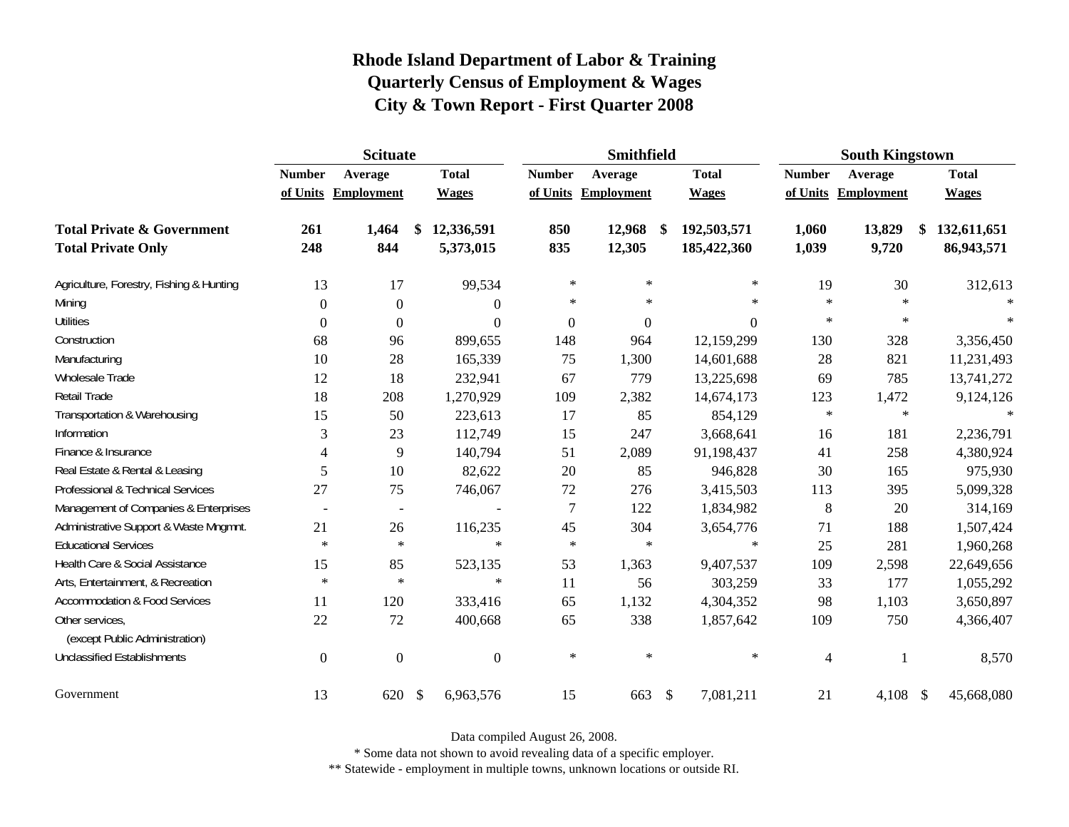# Rhode Island Department of Labor & Training
## Quarterly Census of Employment & Wages
## City & Town Report - First Quarter 2008

| | Scituate | | | Smithfield | | | South Kingstown | | |
|---|---|---|---|---|---|---|---|---|---|
| | Number of Units | Average Employment | Total Wages | Number of Units | Average Employment | Total Wages | Number of Units | Average Employment | Total Wages |
| **Total Private & Government** | **261** | **1,464** | **$ 12,336,591** | **850** | **12,968** | **$ 192,503,571** | **1,060** | **13,829** | **$ 132,611,651** |
| **Total Private Only** | **248** | **844** | **5,373,015** | **835** | **12,305** | **185,422,360** | **1,039** | **9,720** | **86,943,571** |
| Agriculture, Forestry, Fishing & Hunting | 13 | 17 | 99,534 | * | * | * | 19 | 30 | 312,613 |
| Mining | 0 | 0 | 0 | * | * | * | * | * | * |
| Utilities | 0 | 0 | 0 | 0 | 0 | 0 | * | * | * |
| Construction | 68 | 96 | 899,655 | 148 | 964 | 12,159,299 | 130 | 328 | 3,356,450 |
| Manufacturing | 10 | 28 | 165,339 | 75 | 1,300 | 14,601,688 | 28 | 821 | 11,231,493 |
| Wholesale Trade | 12 | 18 | 232,941 | 67 | 779 | 13,225,698 | 69 | 785 | 13,741,272 |
| Retail Trade | 18 | 208 | 1,270,929 | 109 | 2,382 | 14,674,173 | 123 | 1,472 | 9,124,126 |
| Transportation & Warehousing | 15 | 50 | 223,613 | 17 | 85 | 854,129 | * | * | * |
| Information | 3 | 23 | 112,749 | 15 | 247 | 3,668,641 | 16 | 181 | 2,236,791 |
| Finance & Insurance | 4 | 9 | 140,794 | 51 | 2,089 | 91,198,437 | 41 | 258 | 4,380,924 |
| Real Estate & Rental & Leasing | 5 | 10 | 82,622 | 20 | 85 | 946,828 | 30 | 165 | 975,930 |
| Professional & Technical Services | 27 | 75 | 746,067 | 72 | 276 | 3,415,503 | 113 | 395 | 5,099,328 |
| Management of Companies & Enterprises | - | - | - | 7 | 122 | 1,834,982 | 8 | 20 | 314,169 |
| Administrative Support & Waste Mngmnt. | 21 | 26 | 116,235 | 45 | 304 | 3,654,776 | 71 | 188 | 1,507,424 |
| Educational Services | * | * | * | * | * | * | 25 | 281 | 1,960,268 |
| Health Care & Social Assistance | 15 | 85 | 523,135 | 53 | 1,363 | 9,407,537 | 109 | 2,598 | 22,649,656 |
| Arts, Entertainment, & Recreation | * | * | * | 11 | 56 | 303,259 | 33 | 177 | 1,055,292 |
| Accommodation & Food Services | 11 | 120 | 333,416 | 65 | 1,132 | 4,304,352 | 98 | 1,103 | 3,650,897 |
| Other services, (except Public Administration) | 22 | 72 | 400,668 | 65 | 338 | 1,857,642 | 109 | 750 | 4,366,407 |
| Unclassified Establishments | 0 | 0 | 0 | * | * | * | 4 | 1 | 8,570 |
| Government | 13 | 620 | $ 6,963,576 | 15 | 663 | $ 7,081,211 | 21 | 4,108 | $ 45,668,080 |

Data compiled August 26, 2008.

* Some data not shown to avoid revealing data of a specific employer.

** Statewide - employment in multiple towns, unknown locations or outside RI.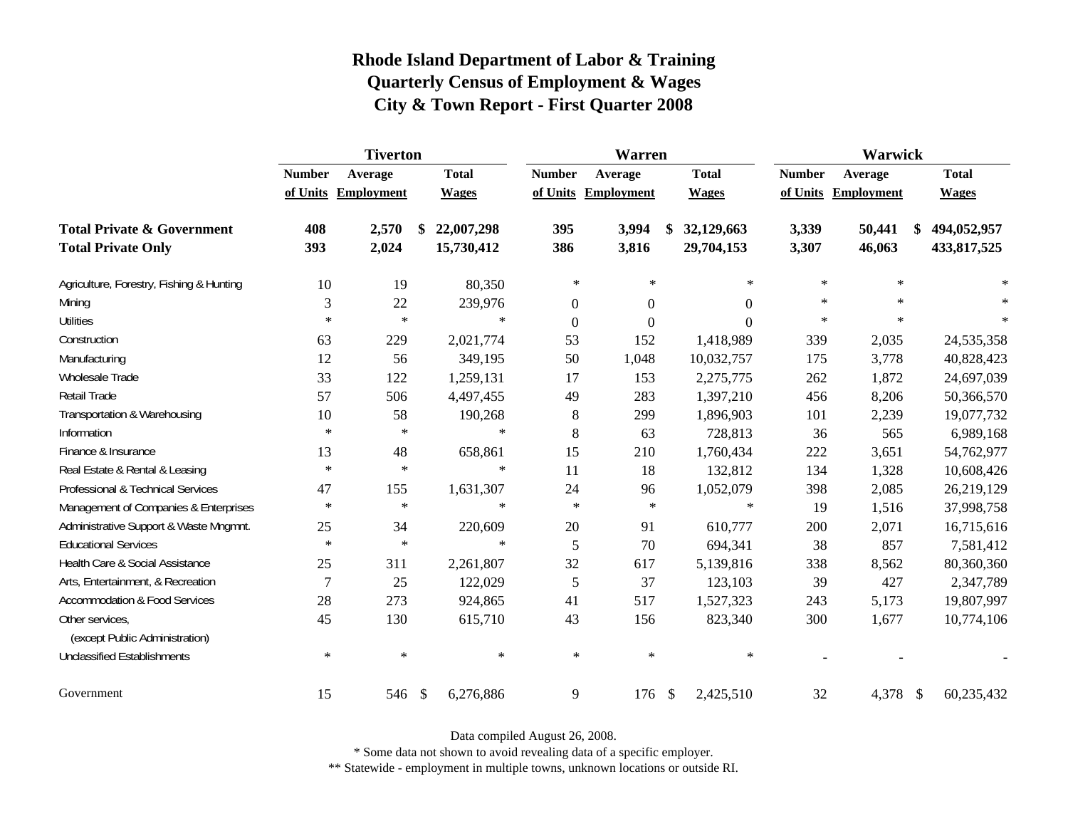# Rhode Island Department of Labor & Training
## Quarterly Census of Employment & Wages
## City & Town Report - First Quarter 2008

| | Tiverton | | | Warren | | | Warwick | | |
|---|---|---|---|---|---|---|---|---|---|
| | Number of Units | Average Employment | Total Wages | Number of Units | Average Employment | Total Wages | Number of Units | Average Employment | Total Wages |
| **Total Private & Government** | **408** | **2,570** | **$ 22,007,298** | **395** | **3,994** | **$ 32,129,663** | **3,339** | **50,441** | **$ 494,052,957** |
| **Total Private Only** | **393** | **2,024** | **15,730,412** | **386** | **3,816** | **29,704,153** | **3,307** | **46,063** | **433,817,525** |
| Agriculture, Forestry, Fishing & Hunting | 10 | 19 | 80,350 | * | * | * | * | * | * |
| Mining | 3 | 22 | 239,976 | 0 | 0 | 0 | * | * | * |
| Utilities | * | * | * | 0 | 0 | 0 | * | * | * |
| Construction | 63 | 229 | 2,021,774 | 53 | 152 | 1,418,989 | 339 | 2,035 | 24,535,358 |
| Manufacturing | 12 | 56 | 349,195 | 50 | 1,048 | 10,032,757 | 175 | 3,778 | 40,828,423 |
| Wholesale Trade | 33 | 122 | 1,259,131 | 17 | 153 | 2,275,775 | 262 | 1,872 | 24,697,039 |
| Retail Trade | 57 | 506 | 4,497,455 | 49 | 283 | 1,397,210 | 456 | 8,206 | 50,366,570 |
| Transportation & Warehousing | 10 | 58 | 190,268 | 8 | 299 | 1,896,903 | 101 | 2,239 | 19,077,732 |
| Information | * | * | * | 8 | 63 | 728,813 | 36 | 565 | 6,989,168 |
| Finance & Insurance | 13 | 48 | 658,861 | 15 | 210 | 1,760,434 | 222 | 3,651 | 54,762,977 |
| Real Estate & Rental & Leasing | * | * | * | 11 | 18 | 132,812 | 134 | 1,328 | 10,608,426 |
| Professional & Technical Services | 47 | 155 | 1,631,307 | 24 | 96 | 1,052,079 | 398 | 2,085 | 26,219,129 |
| Management of Companies & Enterprises | * | * | * | * | * | * | 19 | 1,516 | 37,998,758 |
| Administrative Support & Waste Mngmnt. | 25 | 34 | 220,609 | 20 | 91 | 610,777 | 200 | 2,071 | 16,715,616 |
| Educational Services | * | * | * | 5 | 70 | 694,341 | 38 | 857 | 7,581,412 |
| Health Care & Social Assistance | 25 | 311 | 2,261,807 | 32 | 617 | 5,139,816 | 338 | 8,562 | 80,360,360 |
| Arts, Entertainment, & Recreation | 7 | 25 | 122,029 | 5 | 37 | 123,103 | 39 | 427 | 2,347,789 |
| Accommodation & Food Services | 28 | 273 | 924,865 | 41 | 517 | 1,527,323 | 243 | 5,173 | 19,807,997 |
| Other services, (except Public Administration) | 45 | 130 | 615,710 | 43 | 156 | 823,340 | 300 | 1,677 | 10,774,106 |
| Unclassified Establishments | * | * | * | * | * | * | - | - | - |
| Government | 15 | 546 | $ 6,276,886 | 9 | 176 | $ 2,425,510 | 32 | 4,378 | $ 60,235,432 |

Data compiled August 26, 2008.

* Some data not shown to avoid revealing data of a specific employer.

** Statewide - employment in multiple towns, unknown locations or outside RI.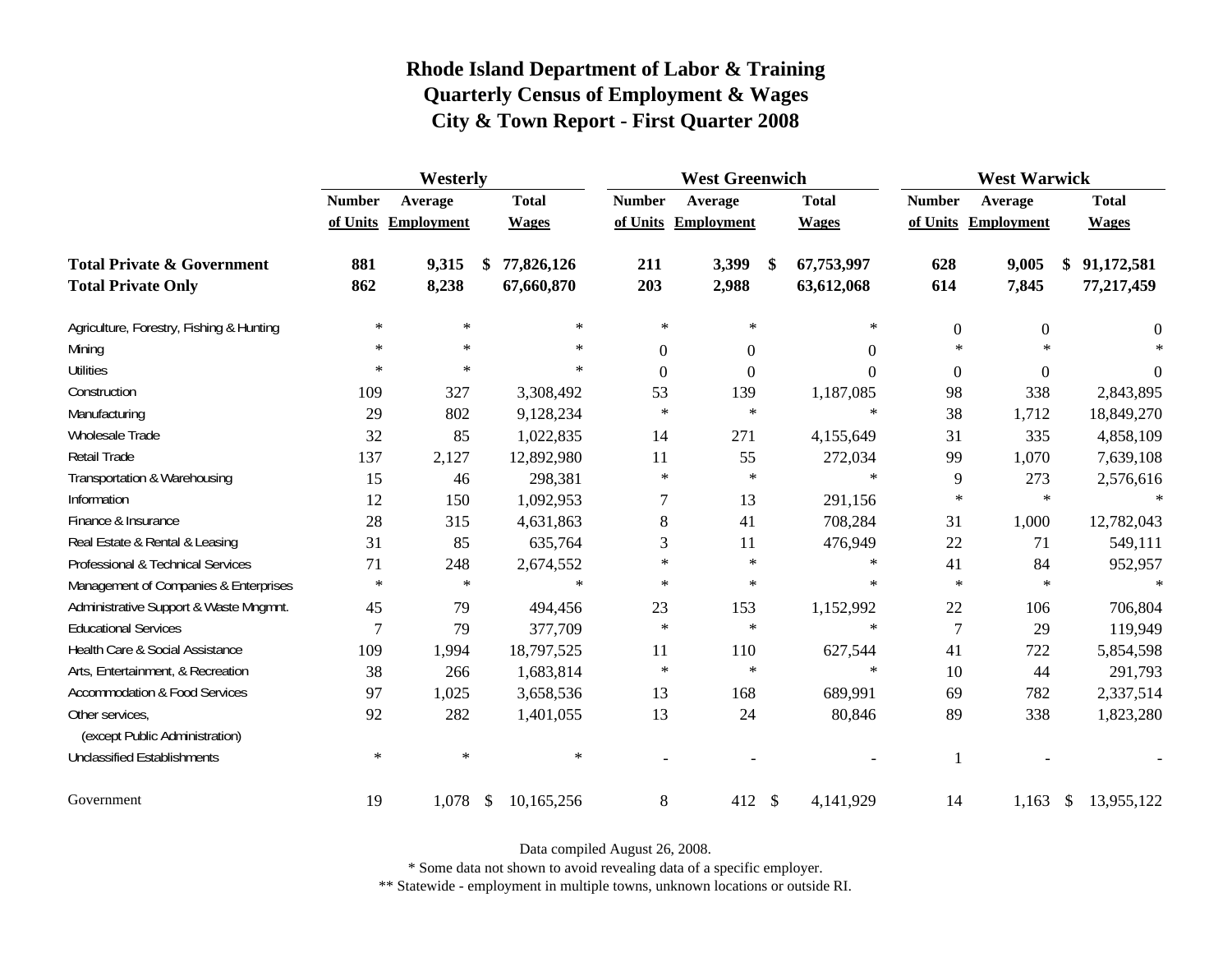# Rhode Island Department of Labor & Training
## Quarterly Census of Employment & Wages
## City & Town Report - First Quarter 2008

| | Westerly | | | West Greenwich | | | West Warwick | | |
|---|---|---|---|---|---|---|---|---|---|
| | Number of Units | Average Employment | Total Wages | Number of Units | Average Employment | Total Wages | Number of Units | Average Employment | Total Wages |
| **Total Private & Government** | **881** | **9,315** | **$ 77,826,126** | **211** | **3,399** | **$ 67,753,997** | **628** | **9,005** | **$ 91,172,581** |
| **Total Private Only** | **862** | **8,238** | **67,660,870** | **203** | **2,988** | **63,612,068** | **614** | **7,845** | **77,217,459** |
| Agriculture, Forestry, Fishing & Hunting | * | * | * | * | * | * | 0 | 0 | 0 |
| Mining | * | * | * | 0 | 0 | 0 | * | * | * |
| Utilities | * | * | * | 0 | 0 | 0 | 0 | 0 | 0 |
| Construction | 109 | 327 | 3,308,492 | 53 | 139 | 1,187,085 | 98 | 338 | 2,843,895 |
| Manufacturing | 29 | 802 | 9,128,234 | * | * | * | 38 | 1,712 | 18,849,270 |
| Wholesale Trade | 32 | 85 | 1,022,835 | 14 | 271 | 4,155,649 | 31 | 335 | 4,858,109 |
| Retail Trade | 137 | 2,127 | 12,892,980 | 11 | 55 | 272,034 | 99 | 1,070 | 7,639,108 |
| Transportation & Warehousing | 15 | 46 | 298,381 | * | * | * | 9 | 273 | 2,576,616 |
| Information | 12 | 150 | 1,092,953 | 7 | 13 | 291,156 | * | * | * |
| Finance & Insurance | 28 | 315 | 4,631,863 | 8 | 41 | 708,284 | 31 | 1,000 | 12,782,043 |
| Real Estate & Rental & Leasing | 31 | 85 | 635,764 | 3 | 11 | 476,949 | 22 | 71 | 549,111 |
| Professional & Technical Services | 71 | 248 | 2,674,552 | * | * | * | 41 | 84 | 952,957 |
| Management of Companies & Enterprises | * | * | * | * | * | * | * | * | * |
| Administrative Support & Waste Mngmnt. | 45 | 79 | 494,456 | 23 | 153 | 1,152,992 | 22 | 106 | 706,804 |
| Educational Services | 7 | 79 | 377,709 | * | * | * | 7 | 29 | 119,949 |
| Health Care & Social Assistance | 109 | 1,994 | 18,797,525 | 11 | 110 | 627,544 | 41 | 722 | 5,854,598 |
| Arts, Entertainment, & Recreation | 38 | 266 | 1,683,814 | * | * | * | 10 | 44 | 291,793 |
| Accommodation & Food Services | 97 | 1,025 | 3,658,536 | 13 | 168 | 689,991 | 69 | 782 | 2,337,514 |
| Other services, (except Public Administration) | 92 | 282 | 1,401,055 | 13 | 24 | 80,846 | 89 | 338 | 1,823,280 |
| Unclassified Establishments | * | * | * | - | - | - | 1 | - | - |
| Government | 19 | 1,078 | $ 10,165,256 | 8 | 412 | $ 4,141,929 | 14 | 1,163 | $ 13,955,122 |

Data compiled August 26, 2008.

* Some data not shown to avoid revealing data of a specific employer.

** Statewide - employment in multiple towns, unknown locations or outside RI.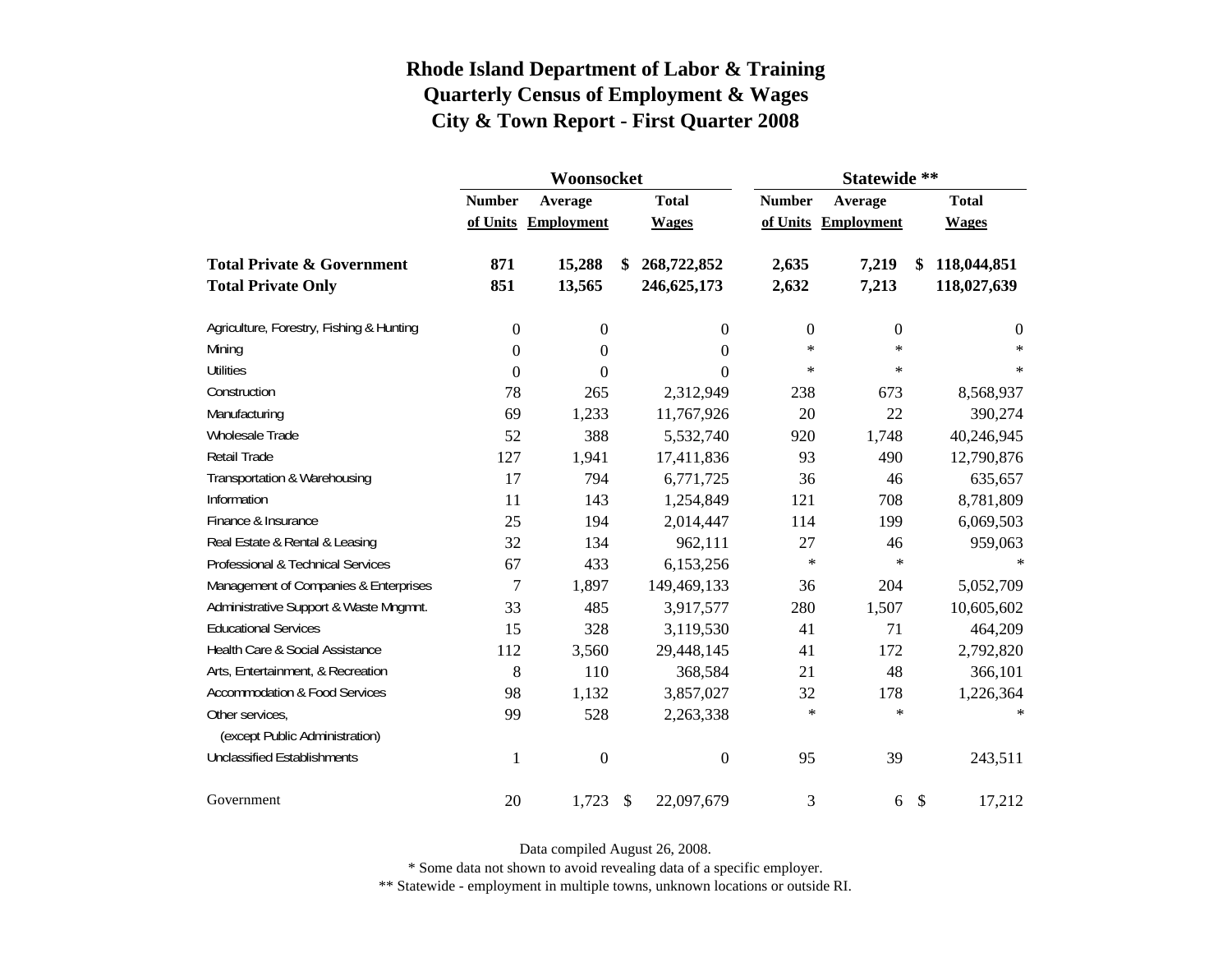# Rhode Island Department of Labor & Training
## Quarterly Census of Employment & Wages
## City & Town Report - First Quarter 2008

| | Woonsocket | | | Statewide ** | | |
|---|---|---|---|---|---|---|
| | Number of Units | Average Employment | Total Wages | Number of Units | Average Employment | Total Wages |
| **Total Private & Government** | **871** | **15,288** | **$ 268,722,852** | **2,635** | **7,219** | **$ 118,044,851** |
| **Total Private Only** | **851** | **13,565** | **246,625,173** | **2,632** | **7,213** | **118,027,639** |
| Agriculture, Forestry, Fishing & Hunting | 0 | 0 | 0 | 0 | 0 | 0 |
| Mining | 0 | 0 | 0 | * | * | * |
| Utilities | 0 | 0 | 0 | * | * | * |
| Construction | 78 | 265 | 2,312,949 | 238 | 673 | 8,568,937 |
| Manufacturing | 69 | 1,233 | 11,767,926 | 20 | 22 | 390,274 |
| Wholesale Trade | 52 | 388 | 5,532,740 | 920 | 1,748 | 40,246,945 |
| Retail Trade | 127 | 1,941 | 17,411,836 | 93 | 490 | 12,790,876 |
| Transportation & Warehousing | 17 | 794 | 6,771,725 | 36 | 46 | 635,657 |
| Information | 11 | 143 | 1,254,849 | 121 | 708 | 8,781,809 |
| Finance & Insurance | 25 | 194 | 2,014,447 | 114 | 199 | 6,069,503 |
| Real Estate & Rental & Leasing | 32 | 134 | 962,111 | 27 | 46 | 959,063 |
| Professional & Technical Services | 67 | 433 | 6,153,256 | * | * | * |
| Management of Companies & Enterprises | 7 | 1,897 | 149,469,133 | 36 | 204 | 5,052,709 |
| Administrative Support & Waste Mngmnt. | 33 | 485 | 3,917,577 | 280 | 1,507 | 10,605,602 |
| Educational Services | 15 | 328 | 3,119,530 | 41 | 71 | 464,209 |
| Health Care & Social Assistance | 112 | 3,560 | 29,448,145 | 41 | 172 | 2,792,820 |
| Arts, Entertainment, & Recreation | 8 | 110 | 368,584 | 21 | 48 | 366,101 |
| Accommodation & Food Services | 98 | 1,132 | 3,857,027 | 32 | 178 | 1,226,364 |
| Other services, (except Public Administration) | 99 | 528 | 2,263,338 | * | * | * |
| Unclassified Establishments | 1 | 0 | 0 | 95 | 39 | 243,511 |
| Government | 20 | 1,723 | $ 22,097,679 | 3 | 6 | $ 17,212 |

Data compiled August 26, 2008.

* Some data not shown to avoid revealing data of a specific employer.

** Statewide - employment in multiple towns, unknown locations or outside RI.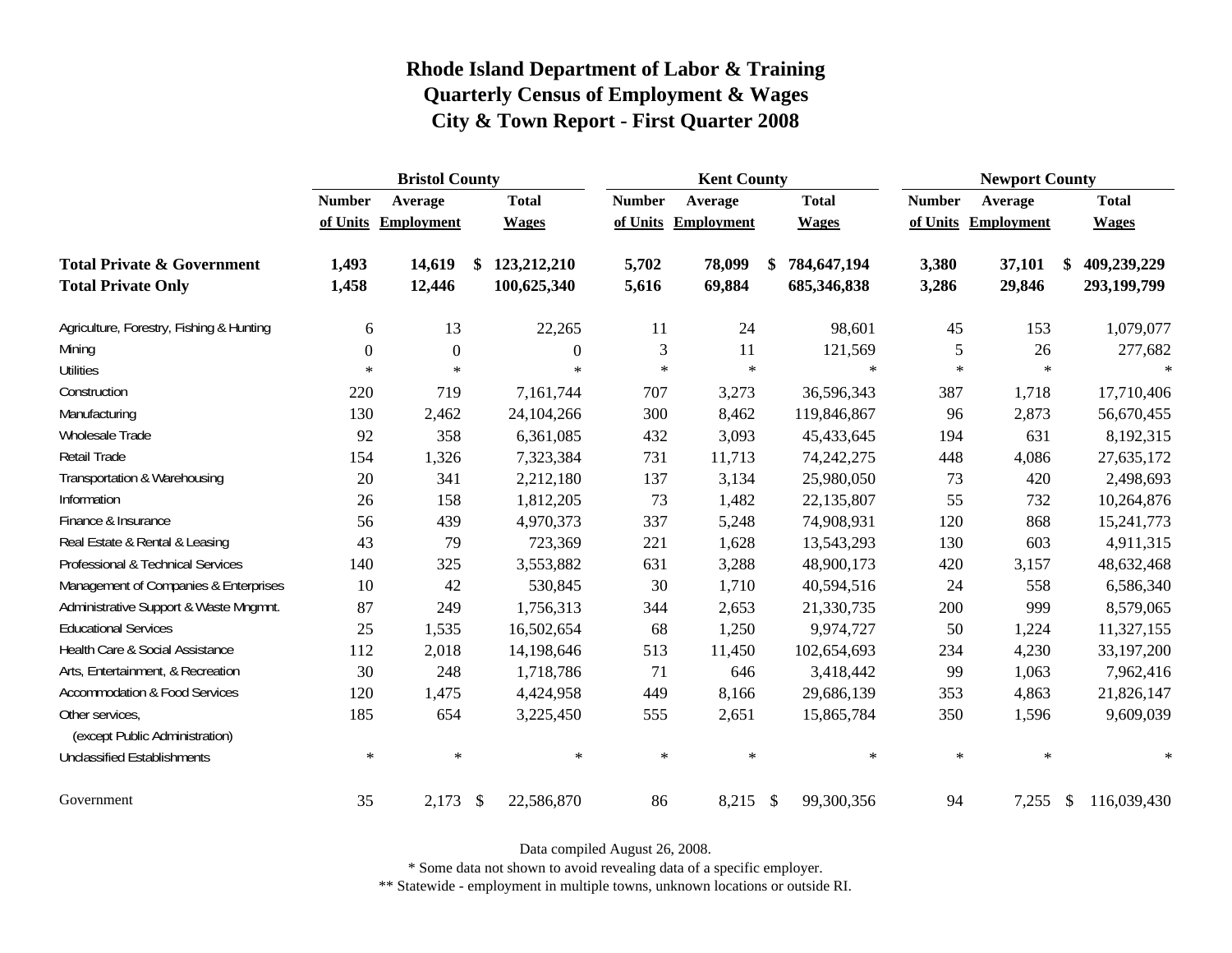# Rhode Island Department of Labor & Training
## Quarterly Census of Employment & Wages
## City & Town Report - First Quarter 2008

| | Bristol County | | | Kent County | | | Newport County | | |
|---|---|---|---|---|---|---|---|---|---|
| | Number of Units | Average Employment | Total Wages | Number of Units | Average Employment | Total Wages | Number of Units | Average Employment | Total Wages |
| **Total Private & Government** | **1,493** | **14,619** | **$ 123,212,210** | **5,702** | **78,099** | **$ 784,647,194** | **3,380** | **37,101** | **$ 409,239,229** |
| **Total Private Only** | **1,458** | **12,446** | **100,625,340** | **5,616** | **69,884** | **685,346,838** | **3,286** | **29,846** | **293,199,799** |
| Agriculture, Forestry, Fishing & Hunting | 6 | 13 | 22,265 | 11 | 24 | 98,601 | 45 | 153 | 1,079,077 |
| Mining | 0 | 0 | 0 | 3 | 11 | 121,569 | 5 | 26 | 277,682 |
| Utilities | * | * | * | * | * | * | * | * | * |
| Construction | 220 | 719 | 7,161,744 | 707 | 3,273 | 36,596,343 | 387 | 1,718 | 17,710,406 |
| Manufacturing | 130 | 2,462 | 24,104,266 | 300 | 8,462 | 119,846,867 | 96 | 2,873 | 56,670,455 |
| Wholesale Trade | 92 | 358 | 6,361,085 | 432 | 3,093 | 45,433,645 | 194 | 631 | 8,192,315 |
| Retail Trade | 154 | 1,326 | 7,323,384 | 731 | 11,713 | 74,242,275 | 448 | 4,086 | 27,635,172 |
| Transportation & Warehousing | 20 | 341 | 2,212,180 | 137 | 3,134 | 25,980,050 | 73 | 420 | 2,498,693 |
| Information | 26 | 158 | 1,812,205 | 73 | 1,482 | 22,135,807 | 55 | 732 | 10,264,876 |
| Finance & Insurance | 56 | 439 | 4,970,373 | 337 | 5,248 | 74,908,931 | 120 | 868 | 15,241,773 |
| Real Estate & Rental & Leasing | 43 | 79 | 723,369 | 221 | 1,628 | 13,543,293 | 130 | 603 | 4,911,315 |
| Professional & Technical Services | 140 | 325 | 3,553,882 | 631 | 3,288 | 48,900,173 | 420 | 3,157 | 48,632,468 |
| Management of Companies & Enterprises | 10 | 42 | 530,845 | 30 | 1,710 | 40,594,516 | 24 | 558 | 6,586,340 |
| Administrative Support & Waste Mngmnt. | 87 | 249 | 1,756,313 | 344 | 2,653 | 21,330,735 | 200 | 999 | 8,579,065 |
| Educational Services | 25 | 1,535 | 16,502,654 | 68 | 1,250 | 9,974,727 | 50 | 1,224 | 11,327,155 |
| Health Care & Social Assistance | 112 | 2,018 | 14,198,646 | 513 | 11,450 | 102,654,693 | 234 | 4,230 | 33,197,200 |
| Arts, Entertainment, & Recreation | 30 | 248 | 1,718,786 | 71 | 646 | 3,418,442 | 99 | 1,063 | 7,962,416 |
| Accommodation & Food Services | 120 | 1,475 | 4,424,958 | 449 | 8,166 | 29,686,139 | 353 | 4,863 | 21,826,147 |
| Other services, (except Public Administration) | 185 | 654 | 3,225,450 | 555 | 2,651 | 15,865,784 | 350 | 1,596 | 9,609,039 |
| Unclassified Establishments | * | * | * | * | * | * | * | * | * |
| Government | 35 | 2,173 | $ 22,586,870 | 86 | 8,215 | $ 99,300,356 | 94 | 7,255 | $ 116,039,430 |

Data compiled August 26, 2008.

* Some data not shown to avoid revealing data of a specific employer.

** Statewide - employment in multiple towns, unknown locations or outside RI.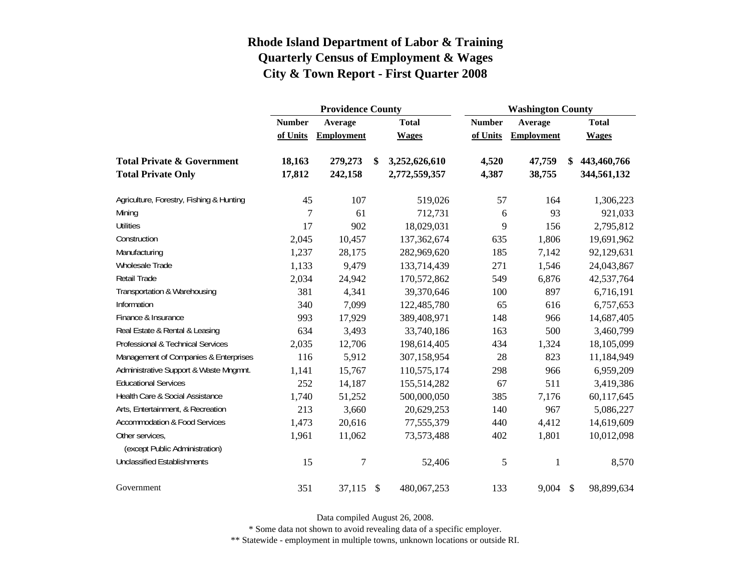# Rhode Island Department of Labor & Training
## Quarterly Census of Employment & Wages
## City & Town Report - First Quarter 2008

| | Providence County | | | Washington County | | |
|---|---|---|---|---|---|---|
| | Number of Units | Average Employment | Total Wages | Number of Units | Average Employment | Total Wages |
| **Total Private & Government** | **18,163** | **279,273** | **$ 3,252,626,610** | **4,520** | **47,759** | **$ 443,460,766** |
| **Total Private Only** | **17,812** | **242,158** | **2,772,559,357** | **4,387** | **38,755** | **344,561,132** |
| Agriculture, Forestry, Fishing & Hunting | 45 | 107 | 519,026 | 57 | 164 | 1,306,223 |
| Mining | 7 | 61 | 712,731 | 6 | 93 | 921,033 |
| Utilities | 17 | 902 | 18,029,031 | 9 | 156 | 2,795,812 |
| Construction | 2,045 | 10,457 | 137,362,674 | 635 | 1,806 | 19,691,962 |
| Manufacturing | 1,237 | 28,175 | 282,969,620 | 185 | 7,142 | 92,129,631 |
| Wholesale Trade | 1,133 | 9,479 | 133,714,439 | 271 | 1,546 | 24,043,867 |
| Retail Trade | 2,034 | 24,942 | 170,572,862 | 549 | 6,876 | 42,537,764 |
| Transportation & Warehousing | 381 | 4,341 | 39,370,646 | 100 | 897 | 6,716,191 |
| Information | 340 | 7,099 | 122,485,780 | 65 | 616 | 6,757,653 |
| Finance & Insurance | 993 | 17,929 | 389,408,971 | 148 | 966 | 14,687,405 |
| Real Estate & Rental & Leasing | 634 | 3,493 | 33,740,186 | 163 | 500 | 3,460,799 |
| Professional & Technical Services | 2,035 | 12,706 | 198,614,405 | 434 | 1,324 | 18,105,099 |
| Management of Companies & Enterprises | 116 | 5,912 | 307,158,954 | 28 | 823 | 11,184,949 |
| Administrative Support & Waste Mngmnt. | 1,141 | 15,767 | 110,575,174 | 298 | 966 | 6,959,209 |
| Educational Services | 252 | 14,187 | 155,514,282 | 67 | 511 | 3,419,386 |
| Health Care & Social Assistance | 1,740 | 51,252 | 500,000,050 | 385 | 7,176 | 60,117,645 |
| Arts, Entertainment, & Recreation | 213 | 3,660 | 20,629,253 | 140 | 967 | 5,086,227 |
| Accommodation & Food Services | 1,473 | 20,616 | 77,555,379 | 440 | 4,412 | 14,619,609 |
| Other services, (except Public Administration) | 1,961 | 11,062 | 73,573,488 | 402 | 1,801 | 10,012,098 |
| Unclassified Establishments | 15 | 7 | 52,406 | 5 | 1 | 8,570 |
| Government | 351 | 37,115 | $ 480,067,253 | 133 | 9,004 | $ 98,899,634 |

Data compiled August 26, 2008.

* Some data not shown to avoid revealing data of a specific employer.

** Statewide - employment in multiple towns, unknown locations or outside RI.